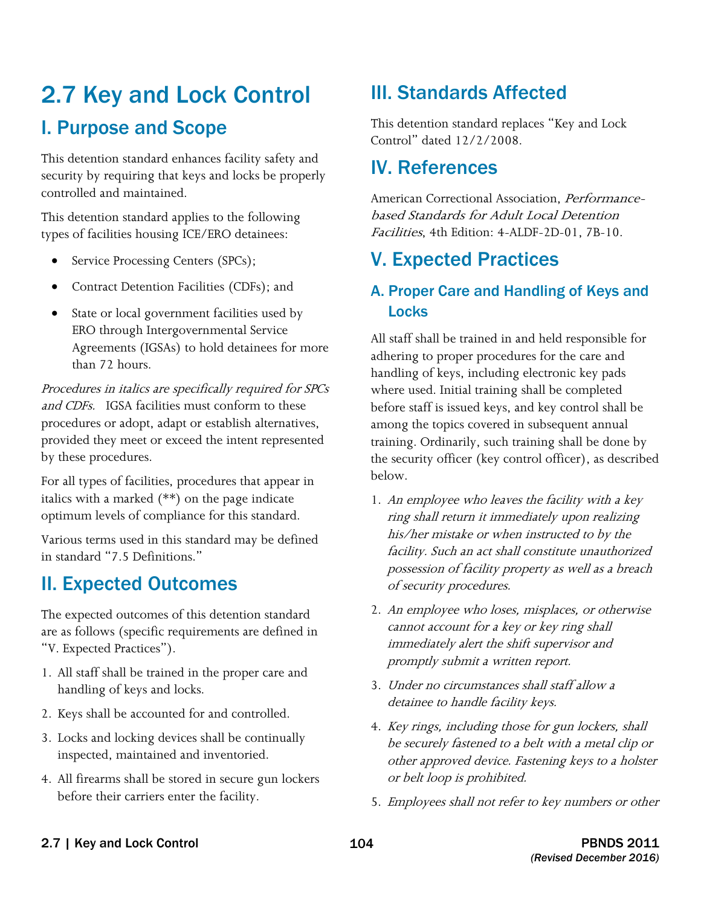# 2.7 Key and Lock Control

## I. Purpose and Scope

This detention standard enhances facility safety and security by requiring that keys and locks be properly controlled and maintained.

This detention standard applies to the following types of facilities housing ICE/ERO detainees:

- Service Processing Centers (SPCs);
- Contract Detention Facilities (CDFs); and
- State or local government facilities used by ERO through Intergovernmental Service Agreements (IGSAs) to hold detainees for more than 72 hours.

*Procedures in italics are specifically required for SPCs and CDFs.* IGSA facilities must conform to these procedures or adopt, adapt or establish alternatives, provided they meet or exceed the intent represented by these procedures.

For all types of facilities, procedures that appear in italics with a marked (**) on the page indicate optimum levels of compliance for this standard.

Various terms used in this standard may be defined in standard "7.5 Definitions."

## II. Expected Outcomes

The expected outcomes of this detention standard are as follows (specific requirements are defined in "V. Expected Practices").

1. All staff shall be trained in the proper care and handling of keys and locks.
2. Keys shall be accounted for and controlled.
3. Locks and locking devices shall be continually inspected, maintained and inventoried.
4. All firearms shall be stored in secure gun lockers before their carriers enter the facility.

## III. Standards Affected

This detention standard replaces "Key and Lock Control" dated 12/2/2008.

## IV. References

American Correctional Association, *Performance-based Standards for Adult Local Detention Facilities*, 4th Edition: 4-ALDF-2D-01, 7B-10.

## V. Expected Practices

### A. Proper Care and Handling of Keys and Locks

All staff shall be trained in and held responsible for adhering to proper procedures for the care and handling of keys, including electronic key pads where used. Initial training shall be completed before staff is issued keys, and key control shall be among the topics covered in subsequent annual training. Ordinarily, such training shall be done by the security officer (key control officer), as described below.

1. *An employee who leaves the facility with a key ring shall return it immediately upon realizing his/her mistake or when instructed to by the facility. Such an act shall constitute unauthorized possession of facility property as well as a breach of security procedures.*
2. *An employee who loses, misplaces, or otherwise cannot account for a key or key ring shall immediately alert the shift supervisor and promptly submit a written report.*
3. *Under no circumstances shall staff allow a detainee to handle facility keys.*
4. *Key rings, including those for gun lockers, shall be securely fastened to a belt with a metal clip or other approved device. Fastening keys to a holster or belt loop is prohibited.*
5. *Employees shall not refer to key numbers or other*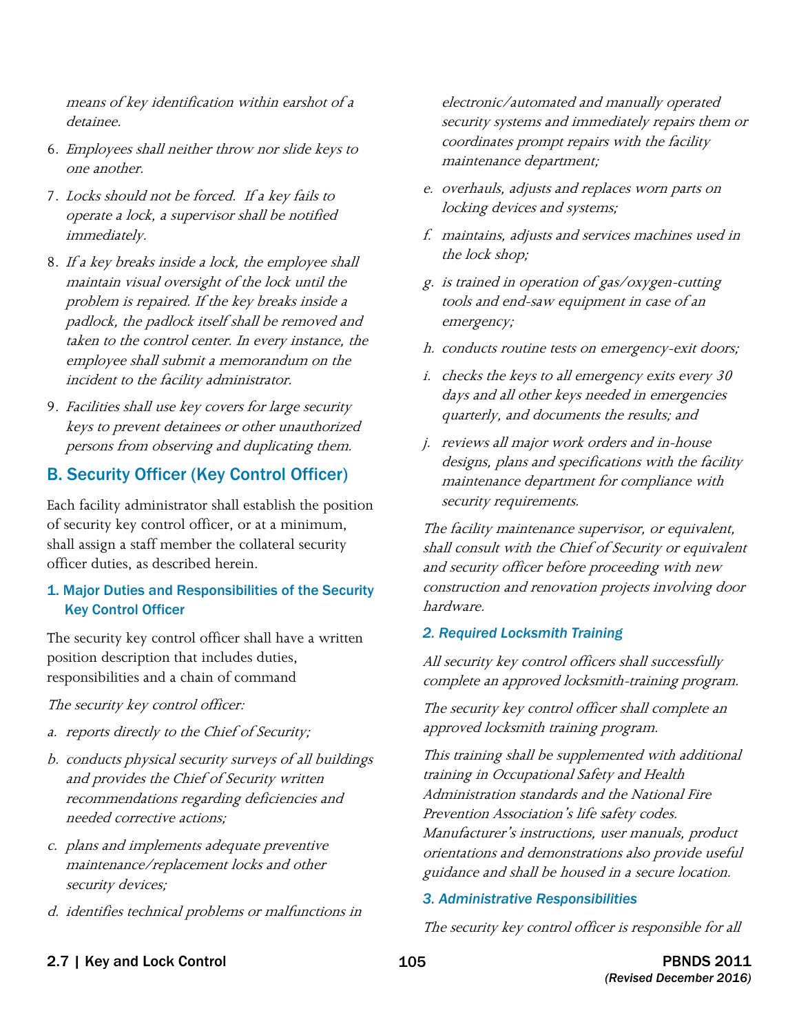*means of key identification within earshot of a detainee.*

6. *Employees shall neither throw nor slide keys to one another.*
7. *Locks should not be forced. If a key fails to operate a lock, a supervisor shall be notified immediately.*
8. *If a key breaks inside a lock, the employee shall maintain visual oversight of the lock until the problem is repaired. If the key breaks inside a padlock, the padlock itself shall be removed and taken to the control center. In every instance, the employee shall submit a memorandum on the incident to the facility administrator.*
9. *Facilities shall use key covers for large security keys to prevent detainees or other unauthorized persons from observing and duplicating them.*

## B. Security Officer (Key Control Officer)

Each facility administrator shall establish the position of security key control officer, or at a minimum, shall assign a staff member the collateral security officer duties, as described herein.

### 1. Major Duties and Responsibilities of the Security Key Control Officer

The security key control officer shall have a written position description that includes duties, responsibilities and a chain of command

*The security key control officer:*

a. *reports directly to the Chief of Security;*
b. *conducts physical security surveys of all buildings and provides the Chief of Security written recommendations regarding deficiencies and needed corrective actions;*
c. *plans and implements adequate preventive maintenance/replacement locks and other security devices;*
d. *identifies technical problems or malfunctions in electronic/automated and manually operated security systems and immediately repairs them or coordinates prompt repairs with the facility maintenance department;*
e. *overhauls, adjusts and replaces worn parts on locking devices and systems;*
f. *maintains, adjusts and services machines used in the lock shop;*
g. *is trained in operation of gas/oxygen-cutting tools and end-saw equipment in case of an emergency;*
h. *conducts routine tests on emergency-exit doors;*
i. *checks the keys to all emergency exits every 30 days and all other keys needed in emergencies quarterly, and documents the results; and*
j. *reviews all major work orders and in-house designs, plans and specifications with the facility maintenance department for compliance with security requirements.*

*The facility maintenance supervisor, or equivalent, shall consult with the Chief of Security or equivalent and security officer before proceeding with new construction and renovation projects involving door hardware.*

### *2. Required Locksmith Training*

*All security key control officers shall successfully complete an approved locksmith-training program.*

*The security key control officer shall complete an approved locksmith training program.*

*This training shall be supplemented with additional training in Occupational Safety and Health Administration standards and the National Fire Prevention Association's life safety codes. Manufacturer's instructions, user manuals, product orientations and demonstrations also provide useful guidance and shall be housed in a secure location.*

### *3. Administrative Responsibilities*

*The security key control officer is responsible for all*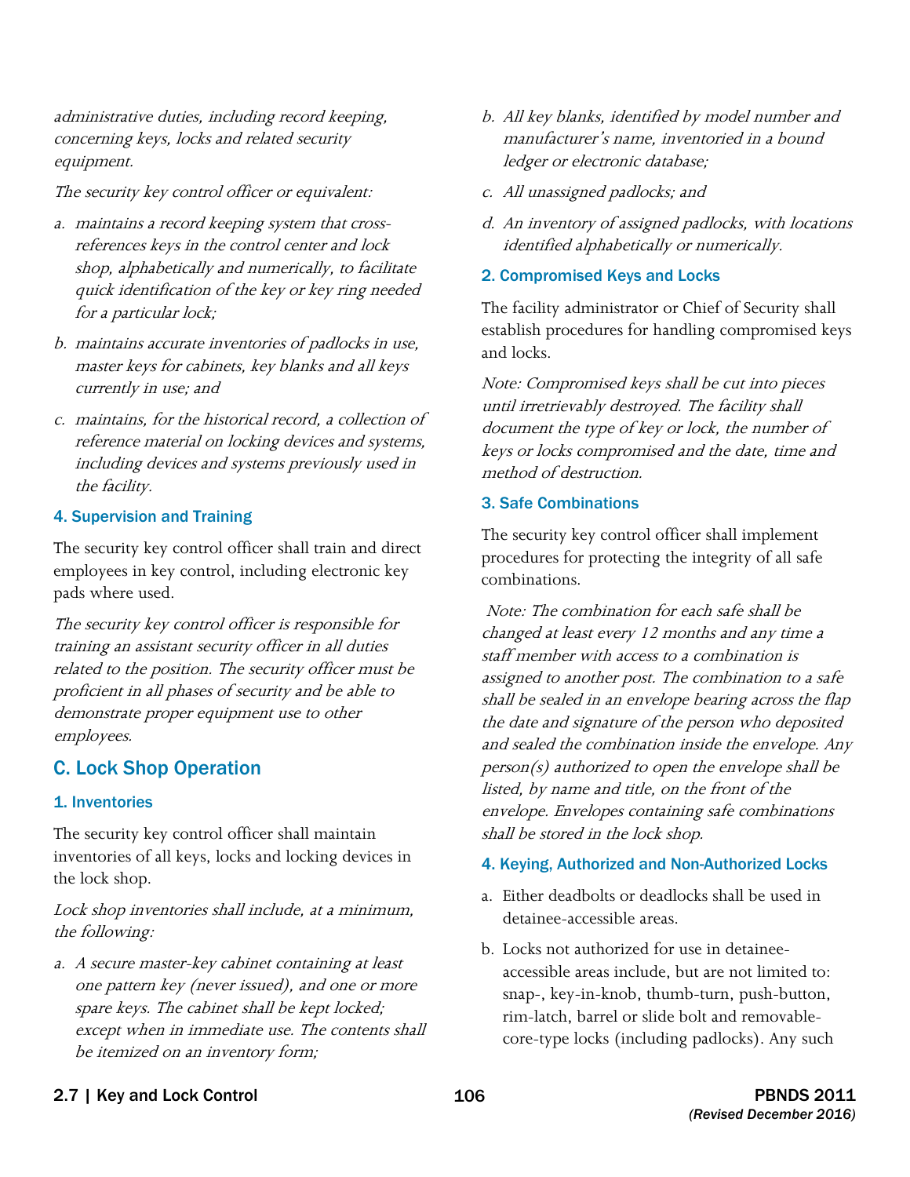*administrative duties, including record keeping, concerning keys, locks and related security equipment.*

*The security key control officer or equivalent:*

*a. maintains a record keeping system that cross-references keys in the control center and lock shop, alphabetically and numerically, to facilitate quick identification of the key or key ring needed for a particular lock;*

*b. maintains accurate inventories of padlocks in use, master keys for cabinets, key blanks and all keys currently in use; and*

*c. maintains, for the historical record, a collection of reference material on locking devices and systems, including devices and systems previously used in the facility.*

### 4. Supervision and Training

The security key control officer shall train and direct employees in key control, including electronic key pads where used.

*The security key control officer is responsible for training an assistant security officer in all duties related to the position. The security officer must be proficient in all phases of security and be able to demonstrate proper equipment use to other employees.*

## C. Lock Shop Operation

### 1. Inventories

The security key control officer shall maintain inventories of all keys, locks and locking devices in the lock shop.

*Lock shop inventories shall include, at a minimum, the following:*

*a. A secure master-key cabinet containing at least one pattern key (never issued), and one or more spare keys. The cabinet shall be kept locked; except when in immediate use. The contents shall be itemized on an inventory form;*

*b. All key blanks, identified by model number and manufacturer's name, inventoried in a bound ledger or electronic database;*

*c. All unassigned padlocks; and*

*d. An inventory of assigned padlocks, with locations identified alphabetically or numerically.*

### 2. Compromised Keys and Locks

The facility administrator or Chief of Security shall establish procedures for handling compromised keys and locks.

*Note: Compromised keys shall be cut into pieces until irretrievably destroyed. The facility shall document the type of key or lock, the number of keys or locks compromised and the date, time and method of destruction.*

### 3. Safe Combinations

The security key control officer shall implement procedures for protecting the integrity of all safe combinations.

*Note: The combination for each safe shall be changed at least every 12 months and any time a staff member with access to a combination is assigned to another post. The combination to a safe shall be sealed in an envelope bearing across the flap the date and signature of the person who deposited and sealed the combination inside the envelope. Any person(s) authorized to open the envelope shall be listed, by name and title, on the front of the envelope. Envelopes containing safe combinations shall be stored in the lock shop.*

### 4. Keying, Authorized and Non-Authorized Locks

a. Either deadbolts or deadlocks shall be used in detainee-accessible areas.

b. Locks not authorized for use in detainee-accessible areas include, but are not limited to: snap-, key-in-knob, thumb-turn, push-button, rim-latch, barrel or slide bolt and removable-core-type locks (including padlocks). Any such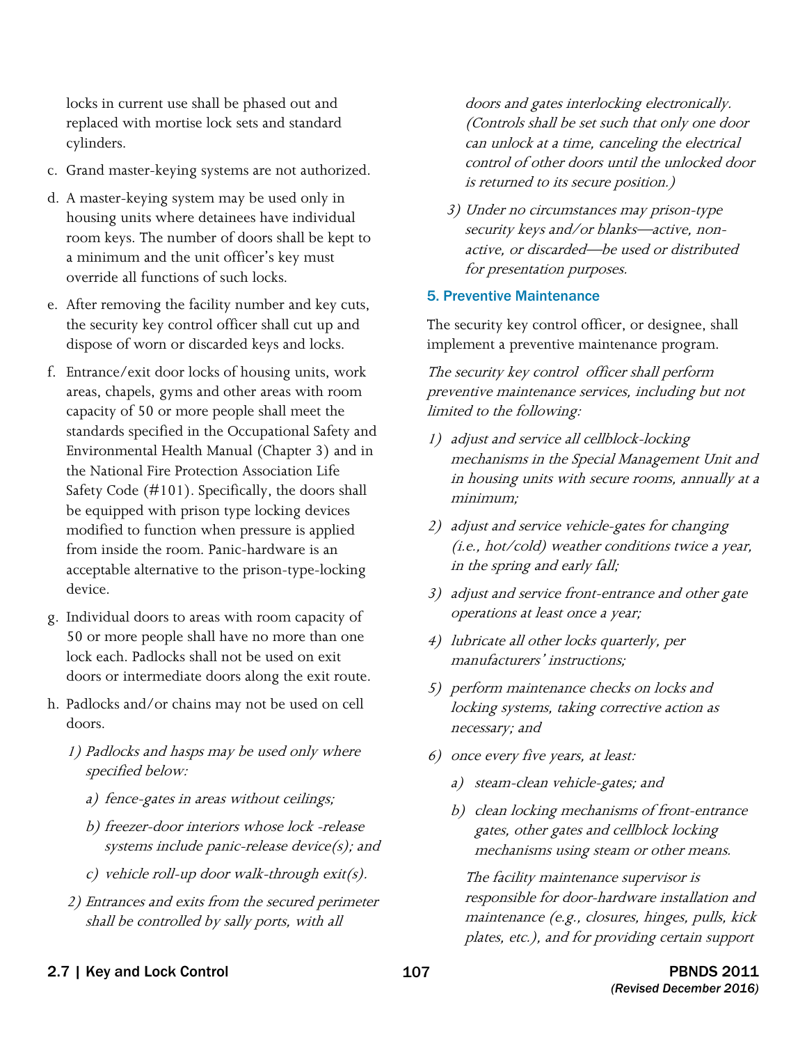locks in current use shall be phased out and replaced with mortise lock sets and standard cylinders.

c. Grand master-keying systems are not authorized.

d. A master-keying system may be used only in housing units where detainees have individual room keys. The number of doors shall be kept to a minimum and the unit officer's key must override all functions of such locks.

e. After removing the facility number and key cuts, the security key control officer shall cut up and dispose of worn or discarded keys and locks.

f. Entrance/exit door locks of housing units, work areas, chapels, gyms and other areas with room capacity of 50 or more people shall meet the standards specified in the Occupational Safety and Environmental Health Manual (Chapter 3) and in the National Fire Protection Association Life Safety Code (#101). Specifically, the doors shall be equipped with prison type locking devices modified to function when pressure is applied from inside the room. Panic-hardware is an acceptable alternative to the prison-type-locking device.

g. Individual doors to areas with room capacity of 50 or more people shall have no more than one lock each. Padlocks shall not be used on exit doors or intermediate doors along the exit route.

h. Padlocks and/or chains may not be used on cell doors.

   *1) Padlocks and hasps may be used only where specified below:*

      *a) fence-gates in areas without ceilings;*

      *b) freezer-door interiors whose lock -release systems include panic-release device(s); and*

      *c) vehicle roll-up door walk-through exit(s).*

   *2) Entrances and exits from the secured perimeter shall be controlled by sally ports, with all doors and gates interlocking electronically. (Controls shall be set such that only one door can unlock at a time, canceling the electrical control of other doors until the unlocked door is returned to its secure position.)*

   *3) Under no circumstances may prison-type security keys and/or blanks—active, non-active, or discarded—be used or distributed for presentation purposes.*

### 5. Preventive Maintenance

The security key control officer, or designee, shall implement a preventive maintenance program.

*The security key control officer shall perform preventive maintenance services, including but not limited to the following:*

*1) adjust and service all cellblock-locking mechanisms in the Special Management Unit and in housing units with secure rooms, annually at a minimum;*

*2) adjust and service vehicle-gates for changing (i.e., hot/cold) weather conditions twice a year, in the spring and early fall;*

*3) adjust and service front-entrance and other gate operations at least once a year;*

*4) lubricate all other locks quarterly, per manufacturers' instructions;*

*5) perform maintenance checks on locks and locking systems, taking corrective action as necessary; and*

*6) once every five years, at least:*

   *a) steam-clean vehicle-gates; and*

   *b) clean locking mechanisms of front-entrance gates, other gates and cellblock locking mechanisms using steam or other means.*

   *The facility maintenance supervisor is responsible for door-hardware installation and maintenance (e.g., closures, hinges, pulls, kick plates, etc.), and for providing certain support*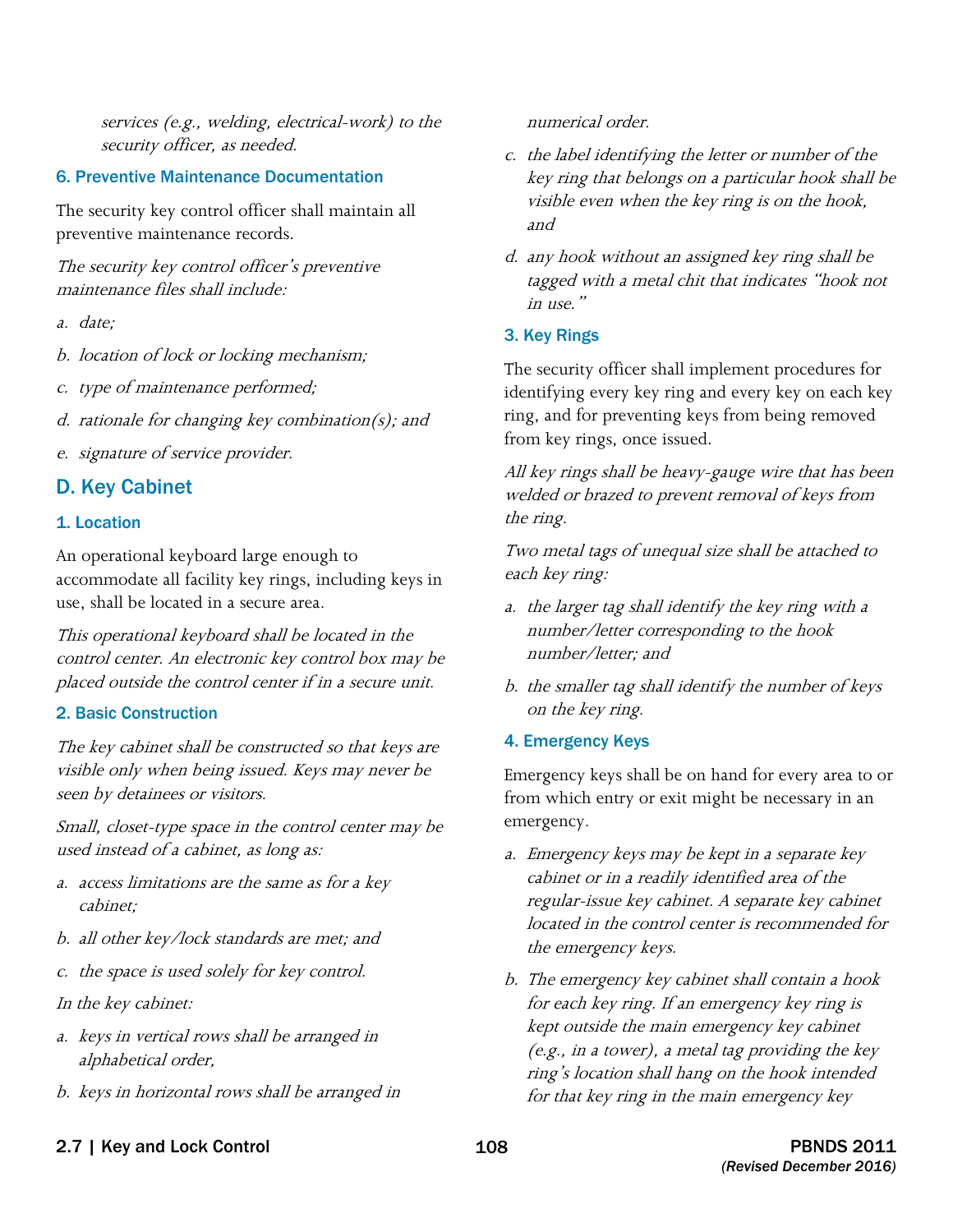*services (e.g., welding, electrical-work) to the security officer, as needed.*

### 6. Preventive Maintenance Documentation

The security key control officer shall maintain all preventive maintenance records.

*The security key control officer's preventive maintenance files shall include:*

*a. date;*

*b. location of lock or locking mechanism;*

*c. type of maintenance performed;*

*d. rationale for changing key combination(s); and*

*e. signature of service provider.*

## D. Key Cabinet

### 1. Location

An operational keyboard large enough to accommodate all facility key rings, including keys in use, shall be located in a secure area.

*This operational keyboard shall be located in the control center. An electronic key control box may be placed outside the control center if in a secure unit.*

### 2. Basic Construction

*The key cabinet shall be constructed so that keys are visible only when being issued. Keys may never be seen by detainees or visitors.*

*Small, closet-type space in the control center may be used instead of a cabinet, as long as:*

*a. access limitations are the same as for a key cabinet;*

*b. all other key/lock standards are met; and*

*c. the space is used solely for key control.*

*In the key cabinet:*

*a. keys in vertical rows shall be arranged in alphabetical order,*

*b. keys in horizontal rows shall be arranged in numerical order.*

*c. the label identifying the letter or number of the key ring that belongs on a particular hook shall be visible even when the key ring is on the hook, and*

*d. any hook without an assigned key ring shall be tagged with a metal chit that indicates "hook not in use."*

### 3. Key Rings

The security officer shall implement procedures for identifying every key ring and every key on each key ring, and for preventing keys from being removed from key rings, once issued.

*All key rings shall be heavy-gauge wire that has been welded or brazed to prevent removal of keys from the ring.*

*Two metal tags of unequal size shall be attached to each key ring:*

*a. the larger tag shall identify the key ring with a number/letter corresponding to the hook number/letter; and*

*b. the smaller tag shall identify the number of keys on the key ring.*

### 4. Emergency Keys

Emergency keys shall be on hand for every area to or from which entry or exit might be necessary in an emergency.

*a. Emergency keys may be kept in a separate key cabinet or in a readily identified area of the regular-issue key cabinet. A separate key cabinet located in the control center is recommended for the emergency keys.*

*b. The emergency key cabinet shall contain a hook for each key ring. If an emergency key ring is kept outside the main emergency key cabinet (e.g., in a tower), a metal tag providing the key ring's location shall hang on the hook intended for that key ring in the main emergency key*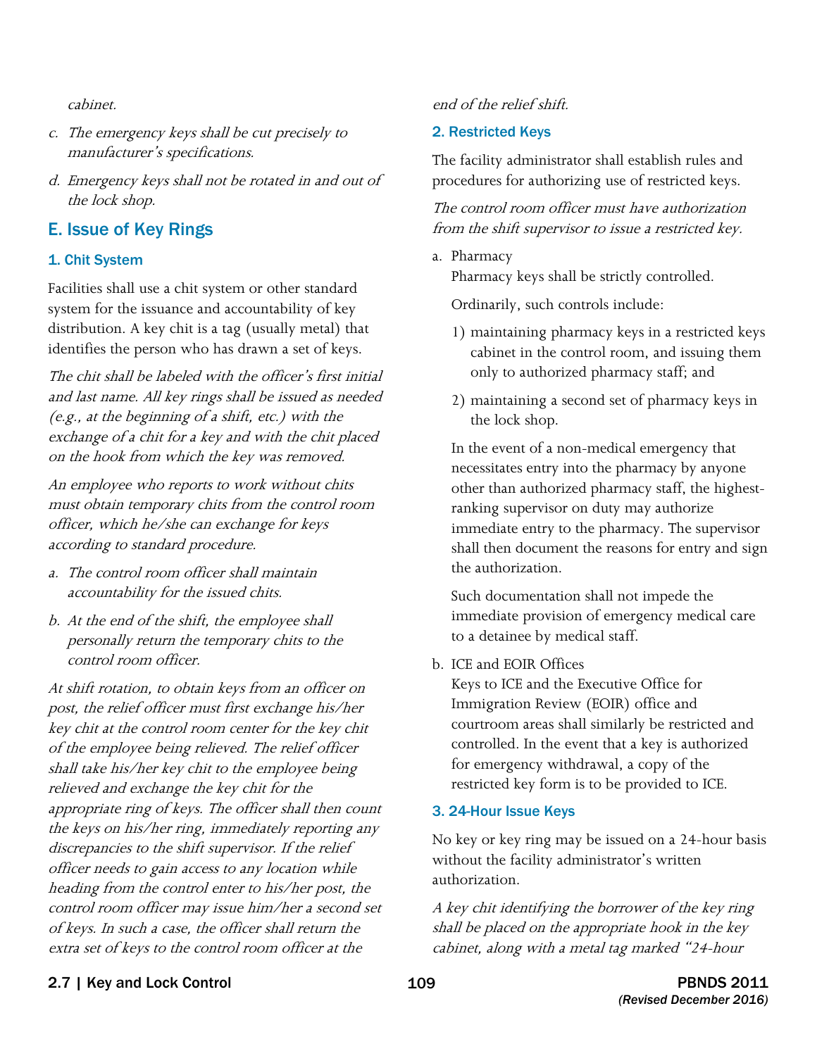*cabinet.*

c. *The emergency keys shall be cut precisely to manufacturer's specifications.*

d. *Emergency keys shall not be rotated in and out of the lock shop.*

## E. Issue of Key Rings

### 1. Chit System

Facilities shall use a chit system or other standard system for the issuance and accountability of key distribution. A key chit is a tag (usually metal) that identifies the person who has drawn a set of keys.

*The chit shall be labeled with the officer's first initial and last name. All key rings shall be issued as needed (e.g., at the beginning of a shift, etc.) with the exchange of a chit for a key and with the chit placed on the hook from which the key was removed.*

*An employee who reports to work without chits must obtain temporary chits from the control room officer, which he/she can exchange for keys according to standard procedure.*

a. *The control room officer shall maintain accountability for the issued chits.*

b. *At the end of the shift, the employee shall personally return the temporary chits to the control room officer.*

*At shift rotation, to obtain keys from an officer on post, the relief officer must first exchange his/her key chit at the control room center for the key chit of the employee being relieved. The relief officer shall take his/her key chit to the employee being relieved and exchange the key chit for the appropriate ring of keys. The officer shall then count the keys on his/her ring, immediately reporting any discrepancies to the shift supervisor. If the relief officer needs to gain access to any location while heading from the control enter to his/her post, the control room officer may issue him/her a second set of keys. In such a case, the officer shall return the extra set of keys to the control room officer at the end of the relief shift.*

### 2. Restricted Keys

The facility administrator shall establish rules and procedures for authorizing use of restricted keys.

*The control room officer must have authorization from the shift supervisor to issue a restricted key.*

a. Pharmacy
   Pharmacy keys shall be strictly controlled.

   Ordinarily, such controls include:

   1) maintaining pharmacy keys in a restricted keys cabinet in the control room, and issuing them only to authorized pharmacy staff; and

   2) maintaining a second set of pharmacy keys in the lock shop.

   In the event of a non-medical emergency that necessitates entry into the pharmacy by anyone other than authorized pharmacy staff, the highest-ranking supervisor on duty may authorize immediate entry to the pharmacy. The supervisor shall then document the reasons for entry and sign the authorization.

   Such documentation shall not impede the immediate provision of emergency medical care to a detainee by medical staff.

b. ICE and EOIR Offices
   Keys to ICE and the Executive Office for Immigration Review (EOIR) office and courtroom areas shall similarly be restricted and controlled. In the event that a key is authorized for emergency withdrawal, a copy of the restricted key form is to be provided to ICE.

### 3. 24-Hour Issue Keys

No key or key ring may be issued on a 24-hour basis without the facility administrator's written authorization.

*A key chit identifying the borrower of the key ring shall be placed on the appropriate hook in the key cabinet, along with a metal tag marked "24-hour*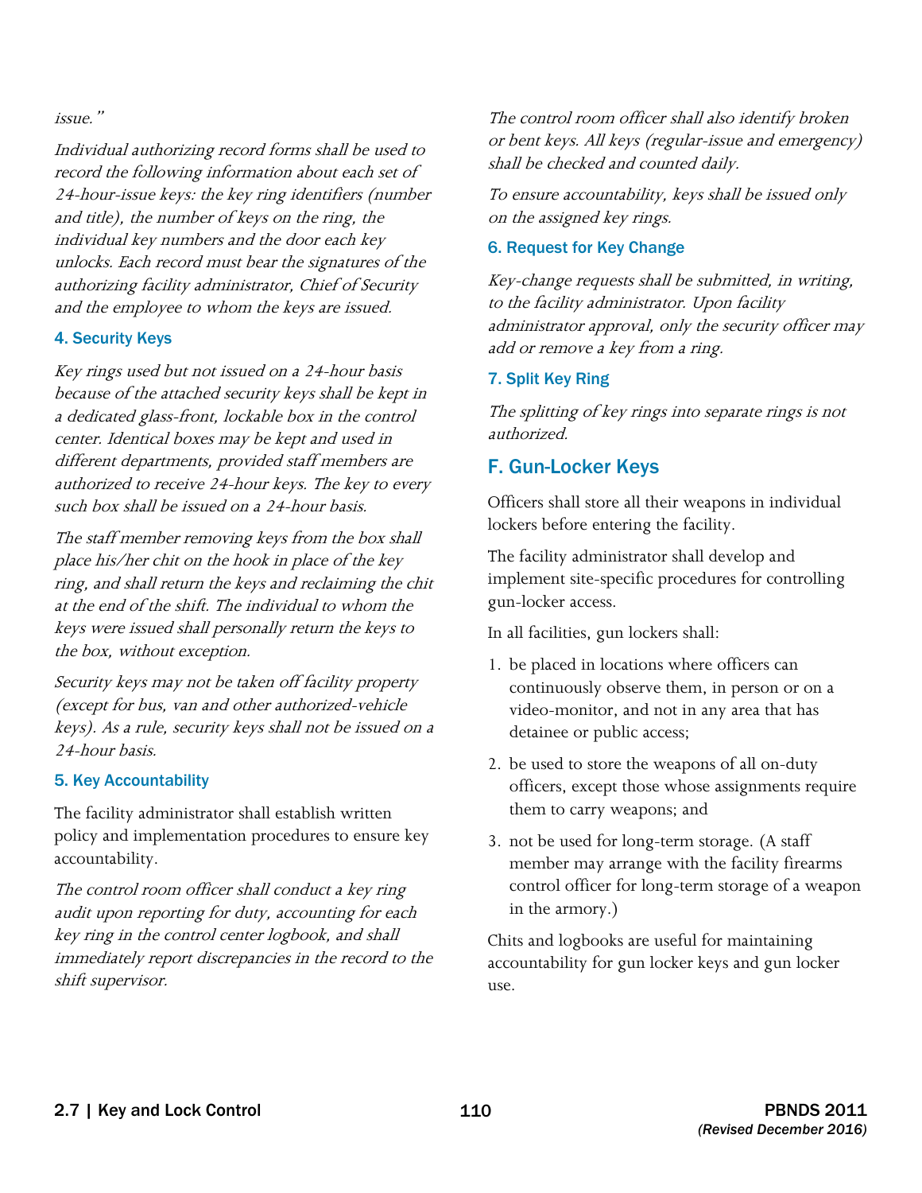*issue."*

*Individual authorizing record forms shall be used to record the following information about each set of 24-hour-issue keys: the key ring identifiers (number and title), the number of keys on the ring, the individual key numbers and the door each key unlocks. Each record must bear the signatures of the authorizing facility administrator, Chief of Security and the employee to whom the keys are issued.*

### 4. Security Keys

*Key rings used but not issued on a 24-hour basis because of the attached security keys shall be kept in a dedicated glass-front, lockable box in the control center. Identical boxes may be kept and used in different departments, provided staff members are authorized to receive 24-hour keys. The key to every such box shall be issued on a 24-hour basis.*

*The staff member removing keys from the box shall place his/her chit on the hook in place of the key ring, and shall return the keys and reclaiming the chit at the end of the shift. The individual to whom the keys were issued shall personally return the keys to the box, without exception.*

*Security keys may not be taken off facility property (except for bus, van and other authorized-vehicle keys). As a rule, security keys shall not be issued on a 24-hour basis.*

### 5. Key Accountability

The facility administrator shall establish written policy and implementation procedures to ensure key accountability.

*The control room officer shall conduct a key ring audit upon reporting for duty, accounting for each key ring in the control center logbook, and shall immediately report discrepancies in the record to the shift supervisor.*

*The control room officer shall also identify broken or bent keys. All keys (regular-issue and emergency) shall be checked and counted daily.*

*To ensure accountability, keys shall be issued only on the assigned key rings.*

### 6. Request for Key Change

*Key-change requests shall be submitted, in writing, to the facility administrator. Upon facility administrator approval, only the security officer may add or remove a key from a ring.*

### 7. Split Key Ring

*The splitting of key rings into separate rings is not authorized.*

## F. Gun-Locker Keys

Officers shall store all their weapons in individual lockers before entering the facility.

The facility administrator shall develop and implement site-specific procedures for controlling gun-locker access.

In all facilities, gun lockers shall:

1. be placed in locations where officers can continuously observe them, in person or on a video-monitor, and not in any area that has detainee or public access;
2. be used to store the weapons of all on-duty officers, except those whose assignments require them to carry weapons; and
3. not be used for long-term storage. (A staff member may arrange with the facility firearms control officer for long-term storage of a weapon in the armory.)

Chits and logbooks are useful for maintaining accountability for gun locker keys and gun locker use.